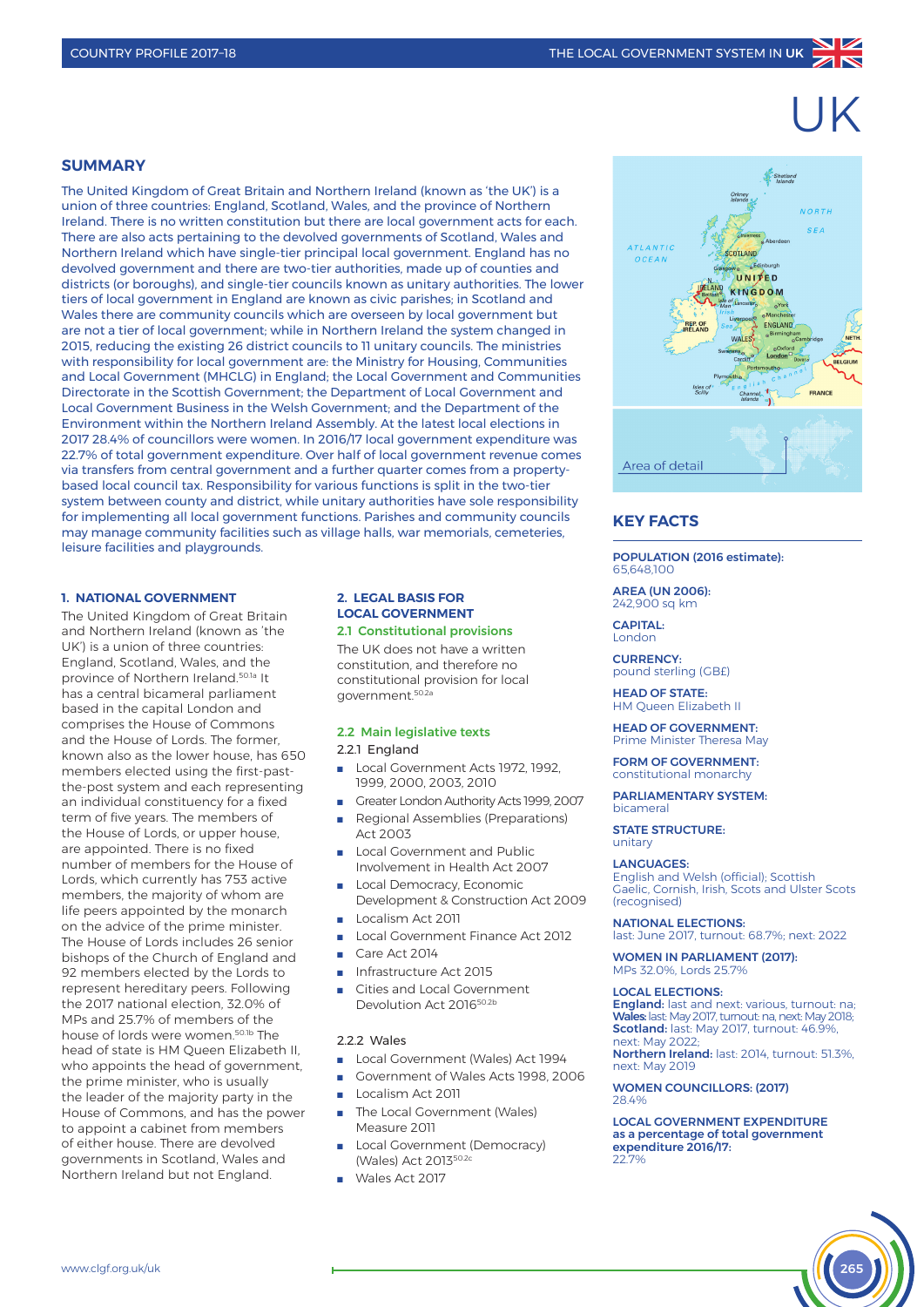# UK

## SUMMARY

The United Kingdom of Great Britain and Northern Ireland (known as 'the UK') is a union of three countries: England, Scotland, Wales, and the province of Northern Ireland. There is no written constitution but there are local government acts for each. There are also acts pertaining to the devolved governments of Scotland, Wales and Northern Ireland which have single-tier principal local government. England has no devolved government and there are two-tier authorities, made up of counties and districts (or boroughs), and single-tier councils known as unitary authorities. The lower tiers of local government in England are known as civic parishes; in Scotland and Wales there are community councils which are overseen by local government but are not a tier of local government; while in Northern Ireland the system changed in 2015, reducing the existing 26 district councils to 11 unitary councils. The ministries with responsibility for local government are: the Ministry for Housing, Communities and Local Government (MHCLG) in England; the Local Government and Communities Directorate in the Scottish Government; the Department of Local Government and Local Government Business in the Welsh Government; and the Department of the Environment within the Northern Ireland Assembly. At the latest local elections in 2017 28.4% of councillors were women. In 2016/17 local government expenditure was 22.7% of total government expenditure. Over half of local government revenue comes via transfers from central government and a further quarter comes from a property-based local council tax. Responsibility for various functions is split in the two-tier system between county and district, while unitary authorities have sole responsibility for implementing all local government functions. Parishes and community councils may manage community facilities such as village halls, war memorials, cemeteries, leisure facilities and playgrounds.

### 1. NATIONAL GOVERNMENT

The United Kingdom of Great Britain and Northern Ireland (known as 'the UK') is a union of three countries: England, Scotland, Wales, and the province of Northern Ireland.[50.1a] It has a central bicameral parliament based in the capital London and comprises the House of Commons and the House of Lords. The former, known also as the lower house, has 650 members elected using the first-past-the-post system and each representing an individual constituency for a fixed term of five years. The members of the House of Lords, or upper house, are appointed. There is no fixed number of members for the House of Lords, which currently has 753 active members, the majority of whom are life peers appointed by the monarch on the advice of the prime minister. The House of Lords includes 26 senior bishops of the Church of England and 92 members elected by the Lords to represent hereditary peers. Following the 2017 national election, 32.0% of MPs and 25.7% of members of the house of lords were women.[50.1b] The head of state is HM Queen Elizabeth II, who appoints the head of government, the prime minister, who is usually the leader of the majority party in the House of Commons, and has the power to appoint a cabinet from members of either house. There are devolved governments in Scotland, Wales and Northern Ireland but not England.

### 2. LEGAL BASIS FOR LOCAL GOVERNMENT

#### 2.1 Constitutional provisions

The UK does not have a written constitution, and therefore no constitutional provision for local government.[50.2a]

#### 2.2 Main legislative texts

2.2.1 England

- Local Government Acts 1972, 1992, 1999, 2000, 2003, 2010
- Greater London Authority Acts 1999, 2007
- Regional Assemblies (Preparations) Act 2003
- Local Government and Public Involvement in Health Act 2007
- Local Democracy, Economic Development & Construction Act 2009
- Localism Act 2011
- Local Government Finance Act 2012
- Care Act 2014
- Infrastructure Act 2015
- Cities and Local Government Devolution Act 2016[50.2b]

2.2.2 Wales

- Local Government (Wales) Act 1994
- Government of Wales Acts 1998, 2006
- Localism Act 2011
- The Local Government (Wales) Measure 2011
- Local Government (Democracy) (Wales) Act 2013[50.2c]
- Wales Act 2017

Area of detail

## KEY FACTS

**POPULATION (2016 estimate):**
65,648,100

**AREA (UN 2006):**
242,900 sq km

**CAPITAL:**
London

**CURRENCY:**
pound sterling (GB£)

**HEAD OF STATE:**
HM Queen Elizabeth II

**HEAD OF GOVERNMENT:**
Prime Minister Theresa May

**FORM OF GOVERNMENT:**
constitutional monarchy

**PARLIAMENTARY SYSTEM:**
bicameral

**STATE STRUCTURE:**
unitary

**LANGUAGES:**
English and Welsh (official); Scottish Gaelic, Cornish, Irish, Scots and Ulster Scots (recognised)

**NATIONAL ELECTIONS:**
last: June 2017, turnout: 68.7%; next: 2022

**WOMEN IN PARLIAMENT (2017):**
MPs 32.0%, Lords 25.7%

**LOCAL ELECTIONS:**
**England:** last and next: various, turnout: na;
**Wales:** last: May 2017, turnout: na, next: May 2018;
**Scotland:** last: May 2017, turnout: 46.9%, next: May 2022;
**Northern Ireland:** last: 2014, turnout: 51.3%, next: May 2019

**WOMEN COUNCILLORS: (2017)**
28.4%

**LOCAL GOVERNMENT EXPENDITURE as a percentage of total government expenditure 2016/17:**
22.7%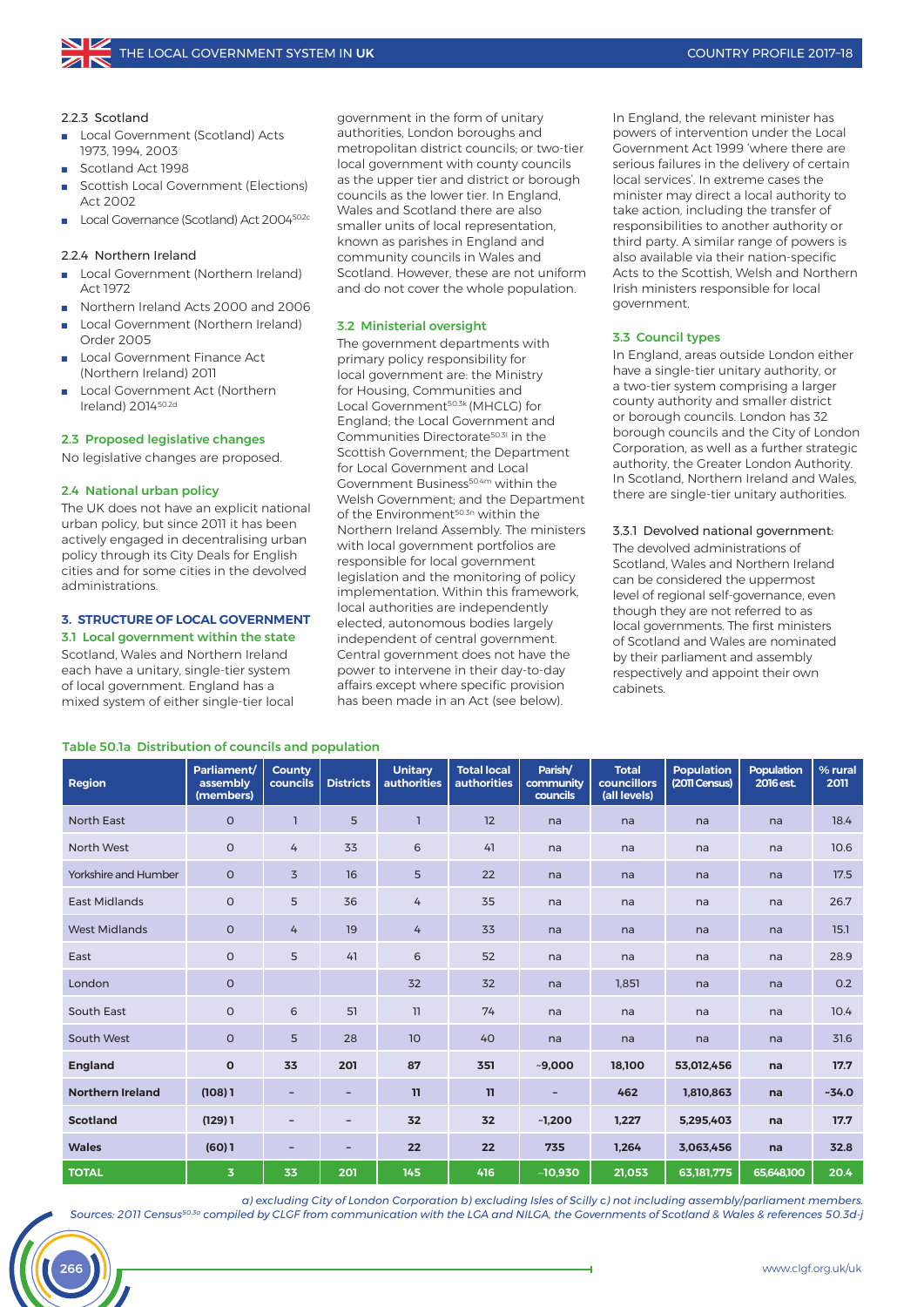#### 2.2.3 Scotland

- Local Government (Scotland) Acts 1973, 1994, 2003
- Scotland Act 1998
- Scottish Local Government (Elections) Act 2002
- Local Governance (Scotland) Act 2004[50.2c]

#### 2.2.4 Northern Ireland

- Local Government (Northern Ireland) Act 1972
- Northern Ireland Acts 2000 and 2006
- Local Government (Northern Ireland) Order 2005
- Local Government Finance Act (Northern Ireland) 2011
- Local Government Act (Northern Ireland) 2014[50.2d]

### 2.3 Proposed legislative changes

No legislative changes are proposed.

### 2.4 National urban policy

The UK does not have an explicit national urban policy, but since 2011 it has been actively engaged in decentralising urban policy through its City Deals for English cities and for some cities in the devolved administrations.

## 3. STRUCTURE OF LOCAL GOVERNMENT

### 3.1 Local government within the state

Scotland, Wales and Northern Ireland each have a unitary, single-tier system of local government. England has a mixed system of either single-tier local government in the form of unitary authorities, London boroughs and metropolitan district councils; or two-tier local government with county councils as the upper tier and district or borough councils as the lower tier. In England, Wales and Scotland there are also smaller units of local representation, known as parishes in England and community councils in Wales and Scotland. However, these are not uniform and do not cover the whole population.

### 3.2 Ministerial oversight

The government departments with primary policy responsibility for local government are: the Ministry for Housing, Communities and Local Government[50.3k] (MHCLG) for England; the Local Government and Communities Directorate[50.3l] in the Scottish Government; the Department for Local Government and Local Government Business[50.4m] within the Welsh Government; and the Department of the Environment[50.3n] within the Northern Ireland Assembly. The ministers with local government portfolios are responsible for local government legislation and the monitoring of policy implementation. Within this framework, local authorities are independently elected, autonomous bodies largely independent of central government. Central government does not have the power to intervene in their day-to-day affairs except where specific provision has been made in an Act (see below).

In England, the relevant minister has powers of intervention under the Local Government Act 1999 'where there are serious failures in the delivery of certain local services'. In extreme cases the minister may direct a local authority to take action, including the transfer of responsibilities to another authority or third party. A similar range of powers is also available via their nation-specific Acts to the Scottish, Welsh and Northern Irish ministers responsible for local government.

### 3.3 Council types

In England, areas outside London either have a single-tier unitary authority, or a two-tier system comprising a larger county authority and smaller district or borough councils. London has 32 borough councils and the City of London Corporation, as well as a further strategic authority, the Greater London Authority. In Scotland, Northern Ireland and Wales, there are single-tier unitary authorities.

#### 3.3.1 Devolved national government:

The devolved administrations of Scotland, Wales and Northern Ireland can be considered the uppermost level of regional self-governance, even though they are not referred to as local governments. The first ministers of Scotland and Wales are nominated by their parliament and assembly respectively and appoint their own cabinets.

**Table 50.1a Distribution of councils and population**

| Region | Parliament/ assembly (members) | County councils | Districts | Unitary authorities | Total local authorities | Parish/ community councils | Total councillors (all levels) | Population (2011 Census) | Population 2016 est. | % rural 2011 |
|---|---|---|---|---|---|---|---|---|---|---|
| North East | 0 | 1 | 5 | 1 | 12 | na | na | na | na | 18.4 |
| North West | 0 | 4 | 33 | 6 | 41 | na | na | na | na | 10.6 |
| Yorkshire and Humber | 0 | 3 | 16 | 5 | 22 | na | na | na | na | 17.5 |
| East Midlands | 0 | 5 | 36 | 4 | 35 | na | na | na | na | 26.7 |
| West Midlands | 0 | 4 | 19 | 4 | 33 | na | na | na | na | 15.1 |
| East | 0 | 5 | 41 | 6 | 52 | na | na | na | na | 28.9 |
| London | 0 | | | 32 | 32 | na | 1,851 | na | na | 0.2 |
| South East | 0 | 6 | 51 | 11 | 74 | na | na | na | na | 10.4 |
| South West | 0 | 5 | 28 | 10 | 40 | na | na | na | na | 31.6 |
| **England** | **0** | **33** | **201** | **87** | **351** | **~9,000** | **18,100** | **53,012,456** | **na** | **17.7** |
| **Northern Ireland** | **(108) 1** | **–** | **–** | **11** | **11** | **–** | **462** | **1,810,863** | **na** | **~34.0** |
| **Scotland** | **(129) 1** | **–** | **–** | **32** | **32** | **~1,200** | **1,227** | **5,295,403** | **na** | **17.7** |
| **Wales** | **(60) 1** | **–** | **–** | **22** | **22** | **735** | **1,264** | **3,063,456** | **na** | **32.8** |
| **TOTAL** | **3** | **33** | **201** | **145** | **416** | **~10,930** | **21,053** | **63,181,775** | **65,648,100** | **20.4** |

*a) excluding City of London Corporation b) excluding Isles of Scilly c) not including assembly/parliament members.*
*Sources: 2011 Census[50.3a] compiled by CLGF from communication with the LGA and NILGA, the Governments of Scotland & Wales & references 50.3d-j*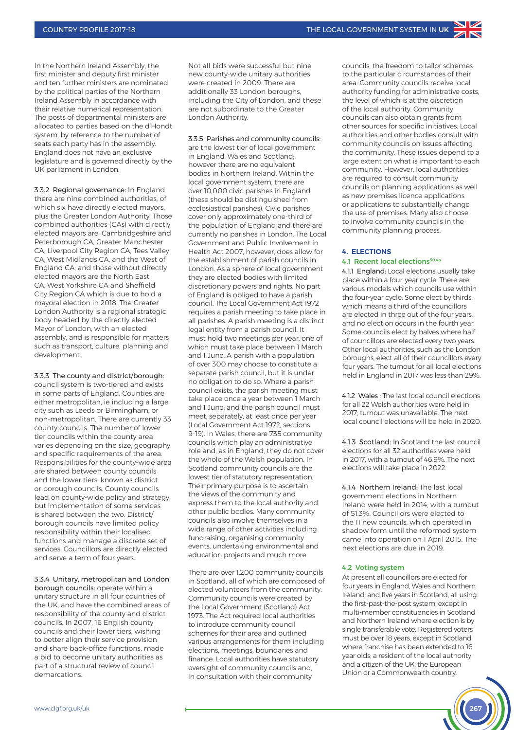In the Northern Ireland Assembly, the first minister and deputy first minister and ten further ministers are nominated by the political parties of the Northern Ireland Assembly in accordance with their relative numerical representation. The posts of departmental ministers are allocated to parties based on the d'Hondt system, by reference to the number of seats each party has in the assembly. England does not have an exclusive legislature and is governed directly by the UK parliament in London.

3.3.2 Regional governance: In England there are nine combined authorities, of which six have directly elected mayors, plus the Greater London Authority. Those combined authorities (CAs) with directly elected mayors are: Cambridgeshire and Peterborough CA, Greater Manchester CA, Liverpool City Region CA, Tees Valley CA, West Midlands CA, and the West of England CA; and those without directly elected mayors are the North East CA, West Yorkshire CA and Sheffield City Region CA which is due to hold a mayoral election in 2018. The Greater London Authority is a regional strategic body headed by the directly elected Mayor of London, with an elected assembly, and is responsible for matters such as transport, culture, planning and development.

3.3.3 The county and district/borough: council system is two-tiered and exists in some parts of England. Counties are either metropolitan, ie including a large city such as Leeds or Birmingham, or non-metropolitan. There are currently 33 county councils. The number of lower-tier councils within the county area varies depending on the size, geography and specific requirements of the area. Responsibilities for the county-wide area are shared between county councils and the lower tiers, known as district or borough councils. County councils lead on county-wide policy and strategy, but implementation of some services is shared between the two. District/borough councils have limited policy responsibility within their localised functions and manage a discrete set of services. Councillors are directly elected and serve a term of four years.

3.3.4 Unitary, metropolitan and London borough councils: operate within a unitary structure in all four countries of the UK, and have the combined areas of responsibility of the county and district councils. In 2007, 16 English county councils and their lower tiers, wishing to better align their service provision and share back-office functions, made a bid to become unitary authorities as part of a structural review of council demarcations.

Not all bids were successful but nine new county-wide unitary authorities were created in 2009. There are additionally 33 London boroughs, including the City of London, and these are not subordinate to the Greater London Authority.

3.3.5 Parishes and community councils: are the lowest tier of local government in England, Wales and Scotland; however there are no equivalent bodies in Northern Ireland. Within the local government system, there are over 10,000 civic parishes in England (these should be distinguished from ecclesiastical parishes). Civic parishes cover only approximately one-third of the population of England and there are currently no parishes in London. The Local Government and Public Involvement in Health Act 2007, however, does allow for the establishment of parish councils in London. As a sphere of local government they are elected bodies with limited discretionary powers and rights. No part of England is obliged to have a parish council. The Local Government Act 1972 requires a parish meeting to take place in all parishes. A parish meeting is a distinct legal entity from a parish council. It must hold two meetings per year, one of which must take place between 1 March and 1 June. A parish with a population of over 300 may choose to constitute a separate parish council, but it is under no obligation to do so. Where a parish council exists, the parish meeting must take place once a year between 1 March and 1 June; and the parish council must meet, separately, at least once per year (Local Government Act 1972, sections 9-19). In Wales, there are 735 community councils which play an administrative role and, as in England, they do not cover the whole of the Welsh population. In Scotland community councils are the lowest tier of statutory representation. Their primary purpose is to ascertain the views of the community and express them to the local authority and other public bodies. Many community councils also involve themselves in a wide range of other activities including fundraising, organising community events, undertaking environmental and education projects and much more.

There are over 1,200 community councils in Scotland, all of which are composed of elected volunteers from the community. Community councils were created by the Local Government (Scotland) Act 1973. The Act required local authorities to introduce community council schemes for their area and outlined various arrangements for them including elections, meetings, boundaries and finance. Local authorities have statutory oversight of community councils and, in consultation with their community councils, the freedom to tailor schemes to the particular circumstances of their area. Community councils receive local authority funding for administrative costs, the level of which is at the discretion of the local authority. Community councils can also obtain grants from other sources for specific initiatives. Local authorities and other bodies consult with community councils on issues affecting the community. These issues depend to a large extent on what is important to each community. However, local authorities are required to consult community councils on planning applications as well as new premises licence applications or applications to substantially change the use of premises. Many also choose to involve community councils in the community planning process.

## 4. ELECTIONS

### 4.1 Recent local elections[50,4a]

4.1.1 England: Local elections usually take place within a four-year cycle. There are various models which councils use within the four-year cycle. Some elect by thirds, which means a third of the councillors are elected in three out of the four years, and no election occurs in the fourth year. Some councils elect by halves where half of councillors are elected every two years. Other local authorities, such as the London boroughs, elect all of their councillors every four years. The turnout for all local elections held in England in 2017 was less than 29%.

4.1.2 Wales : The last local council elections for all 22 Welsh authorities were held in 2017; turnout was unavailable. The next local council elections will be held in 2020.

4.1.3 Scotland: In Scotland the last council elections for all 32 authorities were held in 2017, with a turnout of 46.9%. The next elections will take place in 2022.

4.1.4 Northern Ireland: The last local government elections in Northern Ireland were held in 2014, with a turnout of 51.3%. Councillors were elected to the 11 new councils, which operated in shadow form until the reformed system came into operation on 1 April 2015. The next elections are due in 2019.

### 4.2 Voting system

At present all councillors are elected for four years in England, Wales and Northern Ireland, and five years in Scotland, all using the first-past-the-post system, except in multi-member constituencies in Scotland and Northern Ireland where election is by single transferable vote. Registered voters must be over 18 years, except in Scotland where franchise has been extended to 16 year olds; a resident of the local authority and a citizen of the UK, the European Union or a Commonwealth country.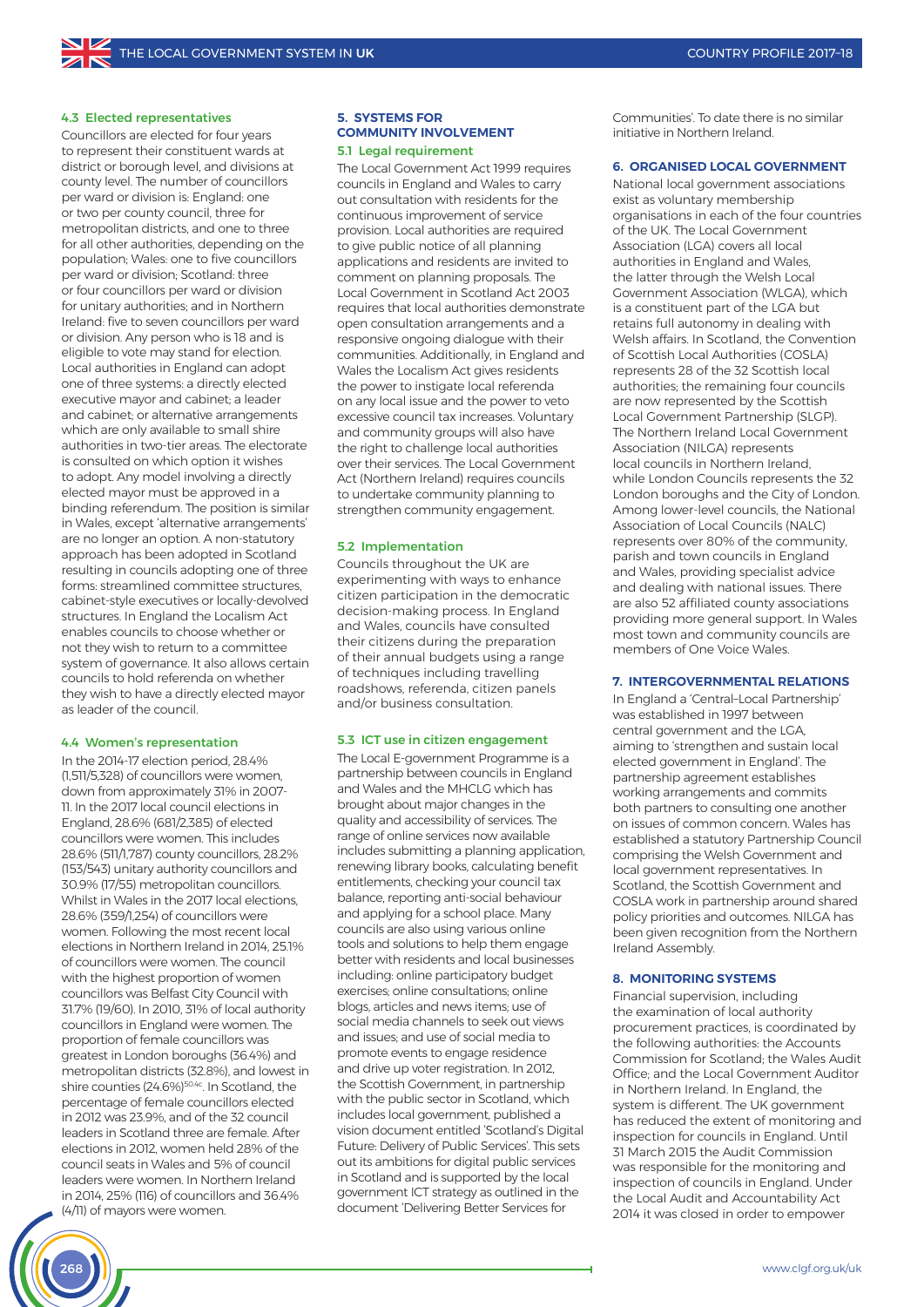#### 4.3 Elected representatives

Councillors are elected for four years to represent their constituent wards at district or borough level, and divisions at county level. The number of councillors per ward or division is: England: one or two per county council, three for metropolitan districts, and one to three for all other authorities, depending on the population; Wales: one to five councillors per ward or division; Scotland: three or four councillors per ward or division for unitary authorities; and in Northern Ireland: five to seven councillors per ward or division. Any person who is 18 and is eligible to vote may stand for election. Local authorities in England can adopt one of three systems: a directly elected executive mayor and cabinet; a leader and cabinet; or alternative arrangements which are only available to small shire authorities in two-tier areas. The electorate is consulted on which option it wishes to adopt. Any model involving a directly elected mayor must be approved in a binding referendum. The position is similar in Wales, except 'alternative arrangements' are no longer an option. A non-statutory approach has been adopted in Scotland resulting in councils adopting one of three forms: streamlined committee structures, cabinet-style executives or locally-devolved structures. In England the Localism Act enables councils to choose whether or not they wish to return to a committee system of governance. It also allows certain councils to hold referenda on whether they wish to have a directly elected mayor as leader of the council.

#### 4.4 Women's representation

In the 2014-17 election period, 28.4% (1,511/5,328) of councillors were women, down from approximately 31% in 2007-11. In the 2017 local council elections in England, 28.6% (681/2,385) of elected councillors were women. This includes 28.6% (511/1,787) county councillors, 28.2% (153/543) unitary authority councillors and 30.9% (17/55) metropolitan councillors. Whilst in Wales in the 2017 local elections, 28.6% (359/1,254) of councillors were women. Following the most recent local elections in Northern Ireland in 2014, 25.1% of councillors were women. The council with the highest proportion of women councillors was Belfast City Council with 31.7% (19/60). In 2010, 31% of local authority councillors in England were women. The proportion of female councillors was greatest in London boroughs (36.4%) and metropolitan districts (32.8%), and lowest in shire counties (24.6%)[50.4c]. In Scotland, the percentage of female councillors elected in 2012 was 23.9%, and of the 32 council leaders in Scotland three are female. After elections in 2012, women held 28% of the council seats in Wales and 5% of council leaders were women. In Northern Ireland in 2014, 25% (116) of councillors and 36.4% (4/11) of mayors were women.

### 5. SYSTEMS FOR COMMUNITY INVOLVEMENT

#### 5.1 Legal requirement

The Local Government Act 1999 requires councils in England and Wales to carry out consultation with residents for the continuous improvement of service provision. Local authorities are required to give public notice of all planning applications and residents are invited to comment on planning proposals. The Local Government in Scotland Act 2003 requires that local authorities demonstrate open consultation arrangements and a responsive ongoing dialogue with their communities. Additionally, in England and Wales the Localism Act gives residents the power to instigate local referenda on any local issue and the power to veto excessive council tax increases. Voluntary and community groups will also have the right to challenge local authorities over their services. The Local Government Act (Northern Ireland) requires councils to undertake community planning to strengthen community engagement.

#### 5.2 Implementation

Councils throughout the UK are experimenting with ways to enhance citizen participation in the democratic decision-making process. In England and Wales, councils have consulted their citizens during the preparation of their annual budgets using a range of techniques including travelling roadshows, referenda, citizen panels and/or business consultation.

#### 5.3 ICT use in citizen engagement

The Local E-government Programme is a partnership between councils in England and Wales and the MHCLG which has brought about major changes in the quality and accessibility of services. The range of online services now available includes submitting a planning application, renewing library books, calculating benefit entitlements, checking your council tax balance, reporting anti-social behaviour and applying for a school place. Many councils are also using various online tools and solutions to help them engage better with residents and local businesses including: online participatory budget exercises; online consultations; online blogs, articles and news items; use of social media channels to seek out views and issues; and use of social media to promote events to engage residence and drive up voter registration. In 2012, the Scottish Government, in partnership with the public sector in Scotland, which includes local government, published a vision document entitled 'Scotland's Digital Future: Delivery of Public Services'. This sets out its ambitions for digital public services in Scotland and is supported by the local government ICT strategy as outlined in the document 'Delivering Better Services for Communities'. To date there is no similar initiative in Northern Ireland.

### 6. ORGANISED LOCAL GOVERNMENT

National local government associations exist as voluntary membership organisations in each of the four countries of the UK. The Local Government Association (LGA) covers all local authorities in England and Wales, the latter through the Welsh Local Government Association (WLGA), which is a constituent part of the LGA but retains full autonomy in dealing with Welsh affairs. In Scotland, the Convention of Scottish Local Authorities (COSLA) represents 28 of the 32 Scottish local authorities; the remaining four councils are now represented by the Scottish Local Government Partnership (SLGP). The Northern Ireland Local Government Association (NILGA) represents local councils in Northern Ireland, while London Councils represents the 32 London boroughs and the City of London. Among lower-level councils, the National Association of Local Councils (NALC) represents over 80% of the community, parish and town councils in England and Wales, providing specialist advice and dealing with national issues. There are also 52 affiliated county associations providing more general support. In Wales most town and community councils are members of One Voice Wales.

### 7. INTERGOVERNMENTAL RELATIONS

In England a 'Central–Local Partnership' was established in 1997 between central government and the LGA, aiming to 'strengthen and sustain local elected government in England'. The partnership agreement establishes working arrangements and commits both partners to consulting one another on issues of common concern. Wales has established a statutory Partnership Council comprising the Welsh Government and local government representatives. In Scotland, the Scottish Government and COSLA work in partnership around shared policy priorities and outcomes. NILGA has been given recognition from the Northern Ireland Assembly.

### 8. MONITORING SYSTEMS

Financial supervision, including the examination of local authority procurement practices, is coordinated by the following authorities: the Accounts Commission for Scotland; the Wales Audit Office; and the Local Government Auditor in Northern Ireland. In England, the system is different. The UK government has reduced the extent of monitoring and inspection for councils in England. Until 31 March 2015 the Audit Commission was responsible for the monitoring and inspection of councils in England. Under the Local Audit and Accountability Act 2014 it was closed in order to empower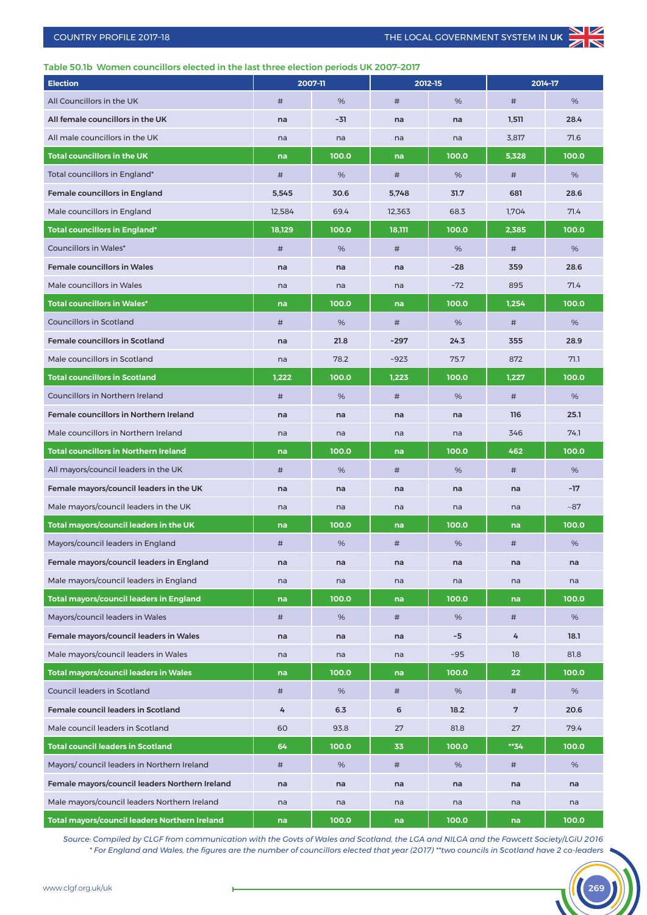**Table 50.1b Women councillors elected in the last three election periods UK 2007–2017**

| Election | 2007-11 | | 2012-15 | | 2014-17 | |
|---|---|---|---|---|---|---|
| All Councillors in the UK | # | % | # | % | # | % |
| **All female councillors in the UK** | **na** | **~31** | **na** | **na** | **1,511** | **28.4** |
| All male councillors in the UK | na | na | na | na | 3,817 | 71.6 |
| **Total councillors in the UK** | **na** | **100.0** | **na** | **100.0** | **5,328** | **100.0** |
| Total councillors in England* | # | % | # | % | # | % |
| **Female councillors in England** | **5,545** | **30.6** | **5,748** | **31.7** | **681** | **28.6** |
| Male councillors in England | 12,584 | 69.4 | 12,363 | 68.3 | 1,704 | 71.4 |
| **Total councillors in England*** | **18,129** | **100.0** | **18,111** | **100.0** | **2,385** | **100.0** |
| Councillors in Wales* | # | % | # | % | # | % |
| **Female councillors in Wales** | **na** | **na** | **na** | **~28** | **359** | **28.6** |
| Male councillors in Wales | na | na | na | ~72 | 895 | 71.4 |
| **Total councillors in Wales*** | **na** | **100.0** | **na** | **100.0** | **1,254** | **100.0** |
| Councillors in Scotland | # | % | # | % | # | % |
| **Female councillors in Scotland** | **na** | **21.8** | **~297** | **24.3** | **355** | **28.9** |
| Male councillors in Scotland | na | 78.2 | ~923 | 75.7 | 872 | 71.1 |
| **Total councillors in Scotland** | **1,222** | **100.0** | **1,223** | **100.0** | **1,227** | **100.0** |
| Councillors in Northern Ireland | # | % | # | % | # | % |
| **Female councillors in Northern Ireland** | **na** | **na** | **na** | **na** | **116** | **25.1** |
| Male councillors in Northern Ireland | na | na | na | na | 346 | 74.1 |
| **Total councillors in Northern Ireland** | **na** | **100.0** | **na** | **100.0** | **462** | **100.0** |
| All mayors/council leaders in the UK | # | % | # | % | # | % |
| **Female mayors/council leaders in the UK** | **na** | **na** | **na** | **na** | **na** | **~17** |
| Male mayors/council leaders in the UK | na | na | na | na | na | ~87 |
| **Total mayors/council leaders in the UK** | **na** | **100.0** | **na** | **100.0** | **na** | **100.0** |
| Mayors/council leaders in England | # | % | # | % | # | % |
| **Female mayors/council leaders in England** | **na** | **na** | **na** | **na** | **na** | **na** |
| Male mayors/council leaders in England | na | na | na | na | na | na |
| **Total mayors/council leaders in England** | **na** | **100.0** | **na** | **100.0** | **na** | **100.0** |
| Mayors/council leaders in Wales | # | % | # | % | # | % |
| **Female mayors/council leaders in Wales** | **na** | **na** | **na** | **~5** | **4** | **18.1** |
| Male mayors/council leaders in Wales | na | na | na | ~95 | 18 | 81.8 |
| **Total mayors/council leaders in Wales** | **na** | **100.0** | **na** | **100.0** | **22** | **100.0** |
| Council leaders in Scotland | # | % | # | % | # | % |
| **Female council leaders in Scotland** | **4** | **6.3** | **6** | **18.2** | **7** | **20.6** |
| Male council leaders in Scotland | 60 | 93.8 | 27 | 81.8 | 27 | 79.4 |
| **Total council leaders in Scotland** | **64** | **100.0** | **33** | **100.0** | **\*\*34** | **100.0** |
| Mayors/ council leaders in Northern Ireland | # | % | # | % | # | % |
| **Female mayors/council leaders Northern Ireland** | **na** | **na** | **na** | **na** | **na** | **na** |
| Male mayors/council leaders Northern Ireland | na | na | na | na | na | na |
| **Total mayors/council leaders Northern Ireland** | **na** | **100.0** | **na** | **100.0** | **na** | **100.0** |

*Source: Compiled by CLGF from communication with the Govts of Wales and Scotland, the LGA and NILGA and the Fawcett Society/LGiU 2016*
*\* For England and Wales, the figures are the number of councillors elected that year (2017) \*\*two councils in Scotland have 2 co-leaders*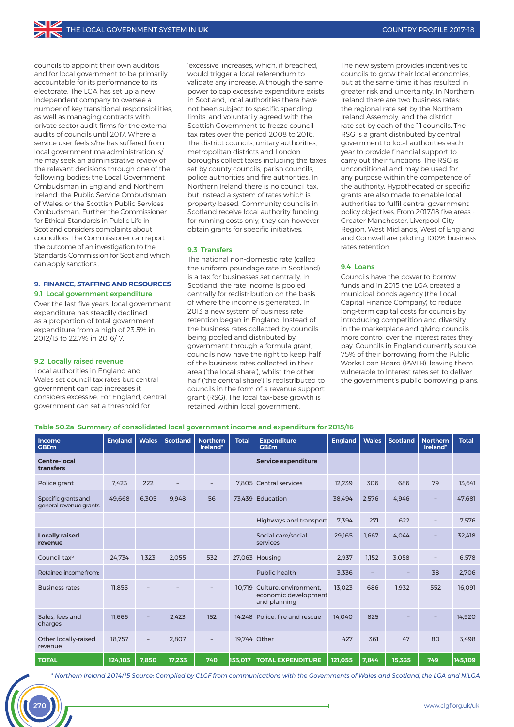councils to appoint their own auditors and for local government to be primarily accountable for its performance to its electorate. The LGA has set up a new independent company to oversee a number of key transitional responsibilities, as well as managing contracts with private sector audit firms for the external audits of councils until 2017. Where a service user feels s/he has suffered from local government maladministration, s/he may seek an administrative review of the relevant decisions through one of the following bodies: the Local Government Ombudsman in England and Northern Ireland; the Public Service Ombudsman of Wales; or the Scottish Public Services Ombudsman. Further the Commissioner for Ethical Standards in Public Life in Scotland considers complaints about councillors. The Commissioner can report the outcome of an investigation to the Standards Commission for Scotland which can apply sanctions..

## 9. FINANCE, STAFFING AND RESOURCES

### 9.1 Local government expenditure

Over the last five years, local government expenditure has steadily declined as a proportion of total government expenditure from a high of 23.5% in 2012/13 to 22.7% in 2016/17.

### 9.2 Locally raised revenue

Local authorities in England and Wales set council tax rates but central government can cap increases it considers excessive. For England, central government can set a threshold for 'excessive' increases, which, if breached, would trigger a local referendum to validate any increase. Although the same power to cap excessive expenditure exists in Scotland, local authorities there have not been subject to specific spending limits, and voluntarily agreed with the Scottish Government to freeze council tax rates over the period 2008 to 2016. The district councils, unitary authorities, metropolitan districts and London boroughs collect taxes including the taxes set by county councils, parish councils, police authorities and fire authorities. In Northern Ireland there is no council tax, but instead a system of rates which is property-based. Community councils in Scotland receive local authority funding for running costs only; they can however obtain grants for specific initiatives.

### 9.3 Transfers

The national non-domestic rate (called the uniform poundage rate in Scotland) is a tax for businesses set centrally. In Scotland, the rate income is pooled centrally for redistribution on the basis of where the income is generated. In 2013 a new system of business rate retention began in England. Instead of the business rates collected by councils being pooled and distributed by government through a formula grant, councils now have the right to keep half of the business rates collected in their area ('the local share'), whilst the other half ('the central share') is redistributed to councils in the form of a revenue support grant (RSG). The local tax-base growth is retained within local government.

The new system provides incentives to councils to grow their local economies, but at the same time it has resulted in greater risk and uncertainty. In Northern Ireland there are two business rates: the regional rate set by the Northern Ireland Assembly, and the district rate set by each of the 11 councils. The RSG is a grant distributed by central government to local authorities each year to provide financial support to carry out their functions. The RSG is unconditional and may be used for any purpose within the competence of the authority. Hypothecated or specific grants are also made to enable local authorities to fulfil central government policy objectives. From 2017/18 five areas - Greater Manchester, Liverpool City Region, West Midlands, West of England and Cornwall are piloting 100% business rates retention.

### 9.4 Loans

Councils have the power to borrow funds and in 2015 the LGA created a municipal bonds agency (the Local Capital Finance Company) to reduce long-term capital costs for councils by introducing competition and diversity in the marketplace and giving councils more control over the interest rates they pay. Councils in England currently source 75% of their borrowing from the Public Works Loan Board (PWLB), leaving them vulnerable to interest rates set to deliver the government's public borrowing plans.

**Table 50.2a Summary of consolidated local government income and expenditure for 2015/16**

| Income GB£m | England | Wales | Scotland | Northern Ireland* | Total | Expenditure GB£m | England | Wales | Scotland | Northern Ireland* | Total |
|---|---|---|---|---|---|---|---|---|---|---|---|
| **Centre-local transfers** | | | | | | **Service expenditure** | | | | | |
| Police grant | 7,423 | 222 | – | – | 7,805 | Central services | 12,239 | 306 | 686 | 79 | 13,641 |
| Specific grants and general revenue grants | 49,668 | 6,305 | 9,948 | 56 | 73,439 | Education | 38,494 | 2,576 | 4,946 | – | 47,681 |
| | | | | | | Highways and transport | 7,394 | 271 | 622 | – | 7,576 |
| **Locally raised revenue** | | | | | | Social care/social services | 29,165 | 1,667 | 4,044 | – | 32,418 |
| Council tax[b] | 24,734 | 1,323 | 2,055 | 532 | 27,063 | Housing | 2,937 | 1,152 | 3,058 | – | 6,578 |
| Retained income from: | | | | | | Public health | 3,336 | – | – | 38 | 2,706 |
| Business rates | 11,855 | – | – | – | 10,719 | Culture, environment, economic development and planning | 13,023 | 686 | 1,932 | 552 | 16,091 |
| Sales, fees and charges | 11,666 | – | 2,423 | 152 | 14,248 | Police, fire and rescue | 14,040 | 825 | – | – | 14,920 |
| Other locally-raised revenue | 18,757 | – | 2,807 | – | 19,744 | Other | 427 | 361 | 47 | 80 | 3,498 |
| **TOTAL** | **124,103** | **7,850** | **17,233** | **740** | **153,017** | **TOTAL EXPENDITURE** | **121,055** | **7,844** | **15,335** | **749** | **145,109** |

*\* Northern Ireland 2014/15 Source: Compiled by CLGF from communications with the Governments of Wales and Scotland, the LGA and NILGA*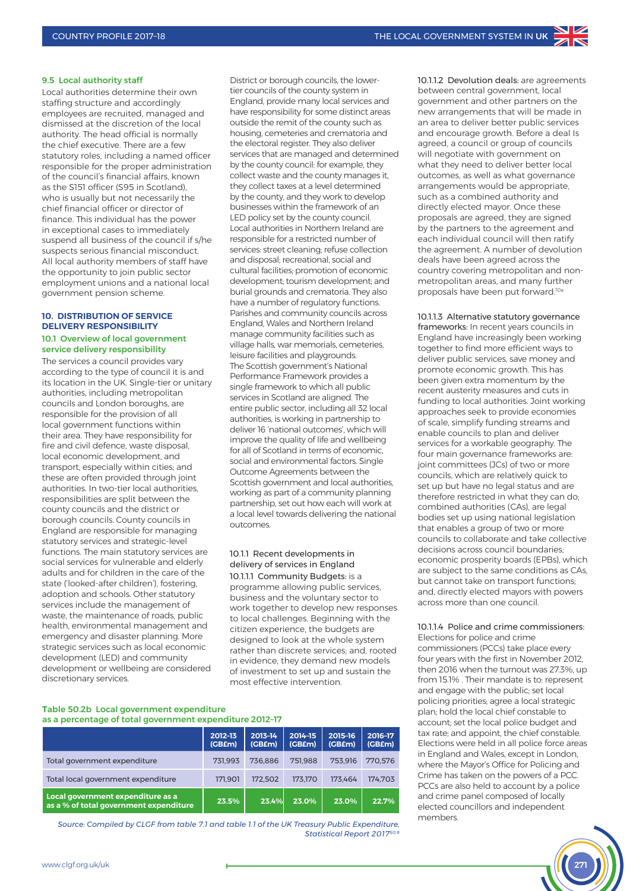### 9.5 Local authority staff

Local authorities determine their own staffing structure and accordingly employees are recruited, managed and dismissed at the discretion of the local authority. The head official is normally the chief executive. There are a few statutory roles, including a named officer responsible for the proper administration of the council's financial affairs, known as the S151 officer (S95 in Scotland), who is usually but not necessarily the chief financial officer or director of finance. This individual has the power in exceptional cases to immediately suspend all business of the council if s/he suspects serious financial misconduct. All local authority members of staff have the opportunity to join public sector employment unions and a national local government pension scheme.

## 10. DISTRIBUTION OF SERVICE DELIVERY RESPONSIBILITY

### 10.1 Overview of local government service delivery responsibility

The services a council provides vary according to the type of council it is and its location in the UK. Single-tier or unitary authorities, including metropolitan councils and London boroughs, are responsible for the provision of all local government functions within their area. They have responsibility for fire and civil defence, waste disposal, local economic development, and transport, especially within cities; and these are often provided through joint authorities. In two-tier local authorities, responsibilities are split between the county councils and the district or borough councils. County councils in England are responsible for managing statutory services and strategic-level functions. The main statutory services are social services for vulnerable and elderly adults and for children in the care of the state ('looked-after children'), fostering, adoption and schools. Other statutory services include the management of waste, the maintenance of roads, public health, environmental management and emergency and disaster planning. More strategic services such as local economic development (LED) and community development or wellbeing are considered discretionary services.

District or borough councils, the lower-tier councils of the county system in England, provide many local services and have responsibility for some distinct areas outside the remit of the county such as housing, cemeteries and crematoria and the electoral register. They also deliver services that are managed and determined by the county council: for example, they collect waste and the county manages it, they collect taxes at a level determined by the county, and they work to develop businesses within the framework of an LED policy set by the county council. Local authorities in Northern Ireland are responsible for a restricted number of services: street cleaning; refuse collection and disposal; recreational, social and cultural facilities; promotion of economic development; tourism development; and burial grounds and crematoria. They also have a number of regulatory functions. Parishes and community councils across England, Wales and Northern Ireland manage community facilities such as village halls, war memorials, cemeteries, leisure facilities and playgrounds. The Scottish government's National Performance Framework provides a single framework to which all public services in Scotland are aligned. The entire public sector, including all 32 local authorities, is working in partnership to deliver 16 'national outcomes', which will improve the quality of life and wellbeing for all of Scotland in terms of economic, social and environmental factors. Single Outcome Agreements between the Scottish government and local authorities, working as part of a community planning partnership, set out how each will work at a local level towards delivering the national outcomes.

#### 10.1.1 Recent developments in delivery of services in England

**10.1.1.1 Community Budgets:** is a programme allowing public services, business and the voluntary sector to work together to develop new responses to local challenges. Beginning with the citizen experience, the budgets are designed to look at the whole system rather than discrete services; and, rooted in evidence, they demand new models of investment to set up and sustain the most effective intervention.

**10.1.1.2 Devolution deals:** are agreements between central government, local government and other partners on the new arrangements that will be made in an area to deliver better public services and encourage growth. Before a deal Is agreed, a council or group of councils will negotiate with government on what they need to deliver better local outcomes, as well as what governance arrangements would be appropriate, such as a combined authority and directly elected mayor. Once these proposals are agreed, they are signed by the partners to the agreement and each individual council will then ratify the agreement. A number of devolution deals have been agreed across the country covering metropolitan and non-metropolitan areas, and many further proposals have been put forward.[10a]

**10.1.1.3 Alternative statutory governance frameworks:** In recent years councils in England have increasingly been working together to find more efficient ways to deliver public services, save money and promote economic growth. This has been given extra momentum by the recent austerity measures and cuts in funding to local authorities. Joint working approaches seek to provide economies of scale, simplify funding streams and enable councils to plan and deliver services for a workable geography. The four main governance frameworks are: joint committees (JCs) of two or more councils, which are relatively quick to set up but have no legal status and are therefore restricted in what they can do; combined authorities (CAs), are legal bodies set up using national legislation that enables a group of two or more councils to collaborate and take collective decisions across council boundaries; economic prosperity boards (EPBs), which are subject to the same conditions as CAs, but cannot take on transport functions; and, directly elected mayors with powers across more than one council.

**10.1.1.4 Police and crime commissioners:** Elections for police and crime commissioners (PCCs) take place every four years with the first in November 2012, then 2016 when the turnout was 27.3%, up from 15.1% . Their mandate is to: represent and engage with the public; set local policing priorities; agree a local strategic plan; hold the local chief constable to account; set the local police budget and tax rate; and appoint, the chief constable. Elections were held in all police force areas in England and Wales, except in London, where the Mayor's Office for Policing and Crime has taken on the powers of a PCC. PCCs are also held to account by a police and crime panel composed of locally elected councillors and independent members.

**Table 50.2b Local government expenditure as a percentage of total government expenditure 2012–17**

| | 2012-13 (GB£m) | 2013-14 (GB£m) | 2014-15 (GB£m) | 2015-16 (GB£m) | 2016-17 (GB£m) |
|---|---|---|---|---|---|
| Total government expenditure | 731,993 | 736,886 | 751,988 | 753,916 | 770,576 |
| Total local government expenditure | 171,901 | 172,502 | 173,170 | 173,464 | 174,703 |
| **Local government expenditure as a as a % of total government expenditure** | **23.5%** | **23.4%** | **23.0%** | **23.0%** | **22.7%** |

*Source: Compiled by CLGF from table 7.1 and table 1.1 of the UK Treasury Public Expenditure, Statistical Report 2017[50.9]*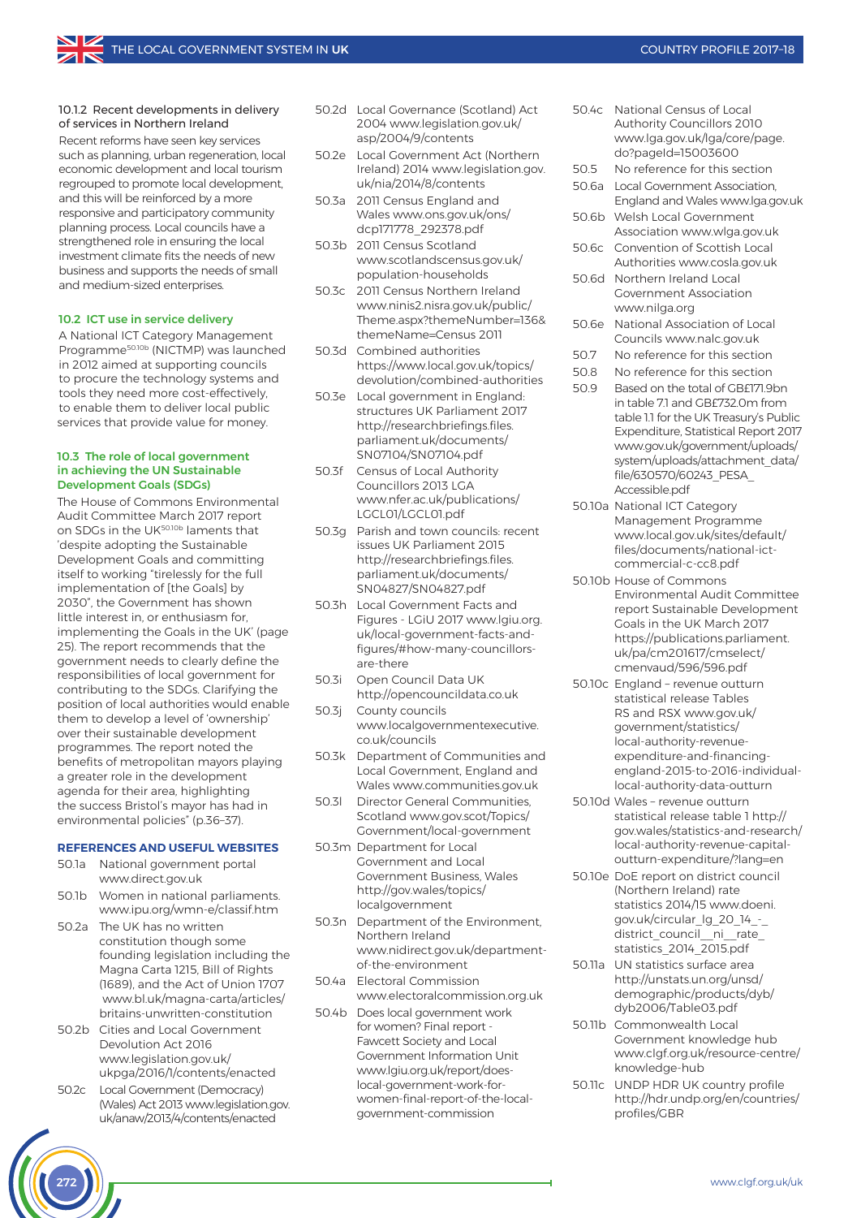#### 10.1.2 Recent developments in delivery of services in Northern Ireland

Recent reforms have seen key services such as planning, urban regeneration, local economic development and local tourism regrouped to promote local development, and this will be reinforced by a more responsive and participatory community planning process. Local councils have a strengthened role in ensuring the local investment climate fits the needs of new business and supports the needs of small and medium-sized enterprises.

### 10.2 ICT use in service delivery

A National ICT Category Management Programme[50.10b] (NICTMP) was launched in 2012 aimed at supporting councils to procure the technology systems and tools they need more cost-effectively, to enable them to deliver local public services that provide value for money.

### 10.3 The role of local government in achieving the UN Sustainable Development Goals (SDGs)

The House of Commons Environmental Audit Committee March 2017 report on SDGs in the UK[50.10b] laments that 'despite adopting the Sustainable Development Goals and committing itself to working "tirelessly for the full implementation of [the Goals] by 2030", the Government has shown little interest in, or enthusiasm for, implementing the Goals in the UK' (page 25). The report recommends that the government needs to clearly define the responsibilities of local government for contributing to the SDGs. Clarifying the position of local authorities would enable them to develop a level of 'ownership' over their sustainable development programmes. The report noted the benefits of metropolitan mayors playing a greater role in the development agenda for their area, highlighting the success Bristol's mayor has had in environmental policies" (p.36–37).

## REFERENCES AND USEFUL WEBSITES

- 50.1a National government portal www.direct.gov.uk
- 50.1b Women in national parliaments. www.ipu.org/wmn-e/classif.htm
- 50.2a The UK has no written constitution though some founding legislation including the Magna Carta 1215, Bill of Rights (1689), and the Act of Union 1707 www.bl.uk/magna-carta/articles/britains-unwritten-constitution
- 50.2b Cities and Local Government Devolution Act 2016 www.legislation.gov.uk/ukpga/2016/1/contents/enacted
- 50.2c Local Government (Democracy) (Wales) Act 2013 www.legislation.gov.uk/anaw/2013/4/contents/enacted
- 50.2d Local Governance (Scotland) Act 2004 www.legislation.gov.uk/asp/2004/9/contents
- 50.2e Local Government Act (Northern Ireland) 2014 www.legislation.gov.uk/nia/2014/8/contents
- 50.3a 2011 Census England and Wales www.ons.gov.uk/ons/dcp171778_292378.pdf
- 50.3b 2011 Census Scotland www.scotlandscensus.gov.uk/population-households
- 50.3c 2011 Census Northern Ireland www.ninis2.nisra.gov.uk/public/Theme.aspx?themeNumber=136&themeName=Census 2011
- 50.3d Combined authorities https://www.local.gov.uk/topics/devolution/combined-authorities
- 50.3e Local government in England: structures UK Parliament 2017 http://researchbriefings.files.parliament.uk/documents/SN07104/SN07104.pdf
- 50.3f Census of Local Authority Councillors 2013 LGA www.nfer.ac.uk/publications/LGCL01/LGCL01.pdf
- 50.3g Parish and town councils: recent issues UK Parliament 2015 http://researchbriefings.files.parliament.uk/documents/SN04827/SN04827.pdf
- 50.3h Local Government Facts and Figures - LGiU 2017 www.lgiu.org.uk/local-government-facts-and-figures/#how-many-councillors-are-there
- 50.3i Open Council Data UK http://opencouncildata.co.uk
- 50.3j County councils www.localgovernmentexecutive.co.uk/councils
- 50.3k Department of Communities and Local Government, England and Wales www.communities.gov.uk
- 50.3l Director General Communities, Scotland www.gov.scot/Topics/Government/local-government
- 50.3m Department for Local Government and Local Government Business, Wales http://gov.wales/topics/localgovernment
- 50.3n Department of the Environment, Northern Ireland www.nidirect.gov.uk/department-of-the-environment
- 50.4a Electoral Commission www.electoralcommission.org.uk
- 50.4b Does local government work for women? Final report - Fawcett Society and Local Government Information Unit www.lgiu.org.uk/report/does-local-government-work-for-women-final-report-of-the-local-government-commission
- 50.4c National Census of Local Authority Councillors 2010 www.lga.gov.uk/lga/core/page.do?pageId=15003600
- 50.5 No reference for this section
- 50.6a Local Government Association, England and Wales www.lga.gov.uk
- 50.6b Welsh Local Government Association www.wlga.gov.uk
- 50.6c Convention of Scottish Local Authorities www.cosla.gov.uk
- 50.6d Northern Ireland Local Government Association www.nilga.org
- 50.6e National Association of Local Councils www.nalc.gov.uk
- 50.7 No reference for this section
- 50.8 No reference for this section
- 50.9 Based on the total of GB£171.9bn in table 7.1 and GB£732.0m from table 1.1 for the UK Treasury's Public Expenditure, Statistical Report 2017 www.gov.uk/government/uploads/system/uploads/attachment_data/file/630570/60243_PESA_Accessible.pdf
- 50.10a National ICT Category Management Programme www.local.gov.uk/sites/default/files/documents/national-ict-commercial-c-cc8.pdf
- 50.10b House of Commons Environmental Audit Committee report Sustainable Development Goals in the UK March 2017 https://publications.parliament.uk/pa/cm201617/cmselect/cmenvaud/596/596.pdf
- 50.10c England – revenue outturn statistical release Tables RS and RSX www.gov.uk/government/statistics/local-authority-revenue-expenditure-and-financing-england-2015-to-2016-individual-local-authority-data-outturn
- 50.10d Wales – revenue outturn statistical release table 1 http://gov.wales/statistics-and-research/local-authority-revenue-capital-outturn-expenditure/?lang=en
- 50.10e DoE report on district council (Northern Ireland) rate statistics 2014/15 www.doeni.gov.uk/circular_lg_20_14_-_district_council__ni__rate_statistics_2014_2015.pdf
- 50.11a UN statistics surface area http://unstats.un.org/unsd/demographic/products/dyb/dyb2006/Table03.pdf
- 50.11b Commonwealth Local Government knowledge hub www.clgf.org.uk/resource-centre/knowledge-hub
- 50.11c UNDP HDR UK country profile http://hdr.undp.org/en/countries/profiles/GBR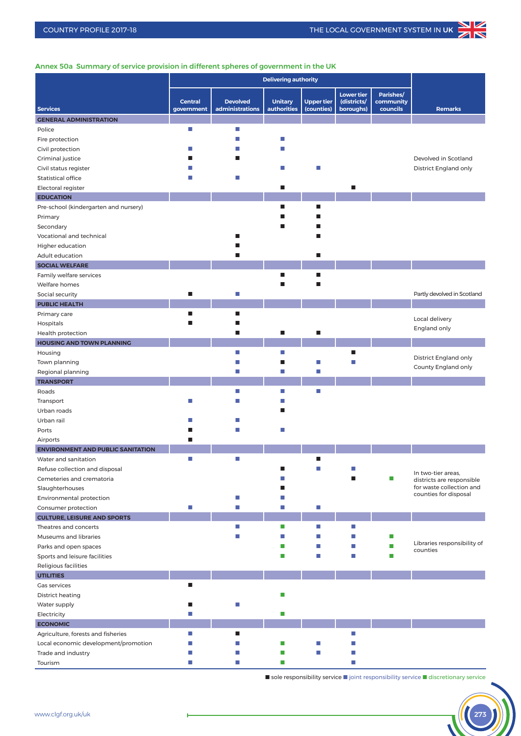## Annex 50a Summary of service provision in different spheres of government in the UK

| Services | Delivering authority | | | | | | Remarks |
|---|---|---|---|---|---|---|---|
| | Central government | Devolved administrations | Unitary authorities | Upper tier (counties) | Lower tier (districts/ boroughs) | Parishes/ community councils | |
| **GENERAL ADMINISTRATION** | | | | | | | |
| Police | joint | joint | | | | | |
| Fire protection | | joint | joint | | | | |
| Civil protection | joint | joint | joint | | | | |
| Criminal justice | sole | sole | | | | | Devolved in Scotland |
| Civil status register | joint | | joint | joint | | | District England only |
| Statistical office | joint | joint | | | | | |
| Electoral register | | | sole | | sole | | |
| **EDUCATION** | | | | | | | |
| Pre-school (kindergarten and nursery) | | | sole | sole | | | |
| Primary | | | sole | sole | | | |
| Secondary | | | sole | sole | | | |
| Vocational and technical | | sole | | sole | | | |
| Higher education | | sole | | | | | |
| Adult education | | sole | | sole | | | |
| **SOCIAL WELFARE** | | | | | | | |
| Family welfare services | | | sole | sole | | | |
| Welfare homes | | | sole | sole | | | |
| Social security | sole | joint | | | | | Partly devolved in Scotland |
| **PUBLIC HEALTH** | | | | | | | |
| Primary care | sole | sole | | | | | |
| Hospitals | sole | sole | | | | | Local delivery |
| Health protection | | sole | sole | sole | | | England only |
| **HOUSING AND TOWN PLANNING** | | | | | | | |
| Housing | | joint | joint | | sole | | |
| Town planning | | joint | sole | joint | joint | | District England only |
| Regional planning | | joint | joint | joint | | | County England only |
| **TRANSPORT** | | | | | | | |
| Roads | | joint | joint | joint | | | |
| Transport | joint | joint | joint | | | | |
| Urban roads | | | sole | | | | |
| Urban rail | joint | joint | | | | | |
| Ports | sole | joint | joint | | | | |
| Airports | sole | | | | | | |
| **ENVIRONMENT AND PUBLIC SANITATION** | | | | | | | |
| Water and sanitation | joint | joint | | sole | | | |
| Refuse collection and disposal | | | sole | joint | joint | | In two-tier areas, |
| Cemeteries and crematoria | | | joint | | sole | discretionary | districts are responsible |
| Slaughterhouses | | | sole | | | | for waste collection and |
| Environmental protection | | joint | joint | | | | counties for disposal |
| Consumer protection | joint | joint | joint | joint | | | |
| **CULTURE, LEISURE AND SPORTS** | | | | | | | |
| Theatres and concerts | | joint | discretionary | joint | joint | | |
| Museums and libraries | | joint | discretionary | joint | joint | discretionary | |
| Parks and open spaces | | | discretionary | joint | joint | discretionary | Libraries responsibility of |
| Sports and leisure facilities | | | discretionary | joint | joint | discretionary | counties |
| Religious facilities | | | | | | | |
| **UTILITIES** | | | | | | | |
| Gas services | sole | | | | | | |
| District heating | | | discretionary | | | | |
| Water supply | sole | joint | | | | | |
| Electricity | joint | | discretionary | | | | |
| **ECONOMIC** | | | | | | | |
| Agriculture, forests and fisheries | joint | sole | | | joint | | |
| Local economic development/promotion | joint | joint | discretionary | joint | joint | | |
| Trade and industry | joint | joint | discretionary | joint | joint | | |
| Tourism | joint | joint | discretionary | | joint | | |

■ sole responsibility service ■ joint responsibility service ■ discretionary service

www.clgf.org.uk/uk